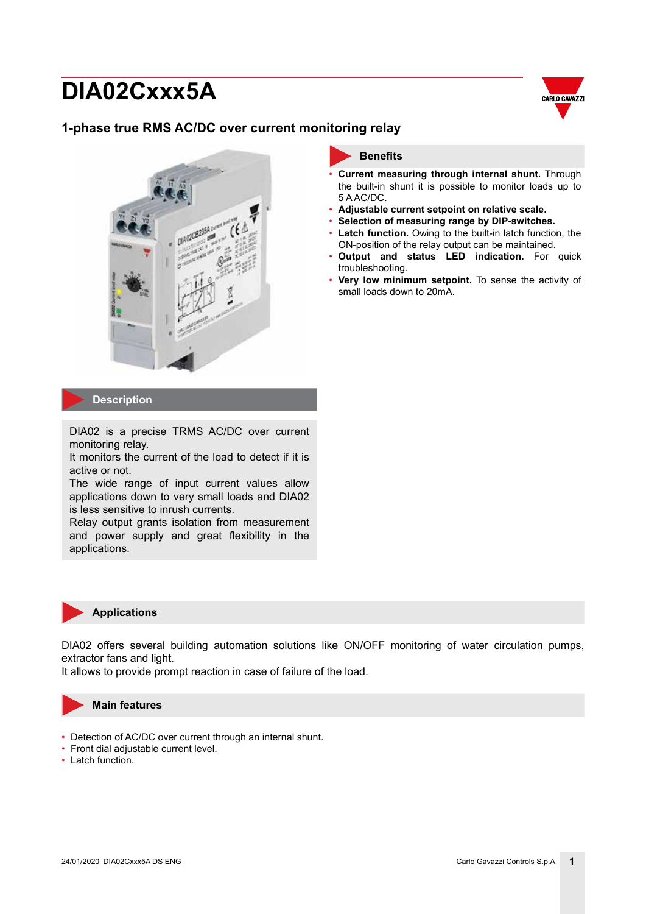# DIA02Cxxx5A

## 1-phase true RMS AC/DC over current monitoring relay

### Benefits

- **Current measuring through internal shunt.** Through the built-in shunt it is possible to monitor loads up to 5 A AC/DC.
- **Adjustable current setpoint on relative scale.**
- **Selection of measuring range by DIP-switches.**
- **Latch function.** Owing to the built-in latch function, the ON-position of the relay output can be maintained.
- **Output and status LED indication.** For quick troubleshooting.
- **Very low minimum setpoint.** To sense the activity of small loads down to 20mA.

### Description

DIA02 is a precise TRMS AC/DC over current monitoring relay.
It monitors the current of the load to detect if it is active or not.
The wide range of input current values allow applications down to very small loads and DIA02 is less sensitive to inrush currents.
Relay output grants isolation from measurement and power supply and great flexibility in the applications.

### Applications

DIA02 offers several building automation solutions like ON/OFF monitoring of water circulation pumps, extractor fans and light.
It allows to provide prompt reaction in case of failure of the load.

### Main features

- Detection of AC/DC over current through an internal shunt.
- Front dial adjustable current level.
- Latch function.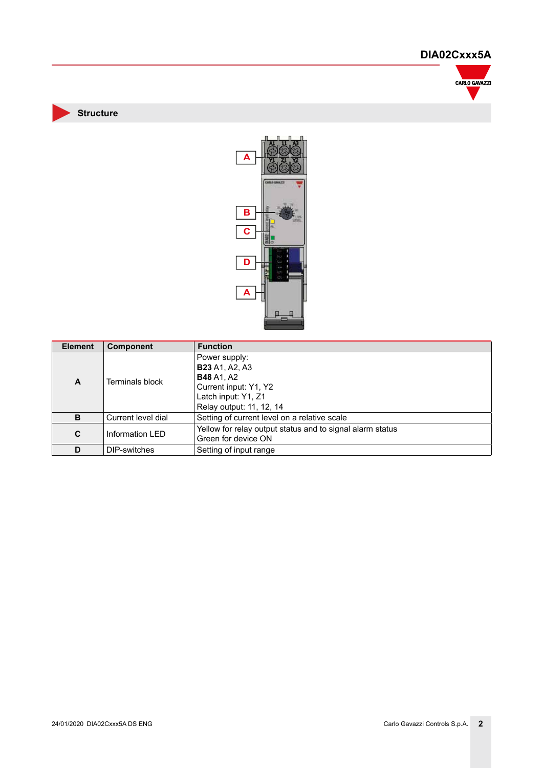## Structure

| Element | Component | Function |
|---|---|---|
| A | Terminals block | Power supply:<br>**B23** A1, A2, A3<br>**B48** A1, A2<br>Current input: Y1, Y2<br>Latch input: Y1, Z1<br>Relay output: 11, 12, 14 |
| B | Current level dial | Setting of current level on a relative scale |
| C | Information LED | Yellow for relay output status and to signal alarm status<br>Green for device ON |
| D | DIP-switches | Setting of input range |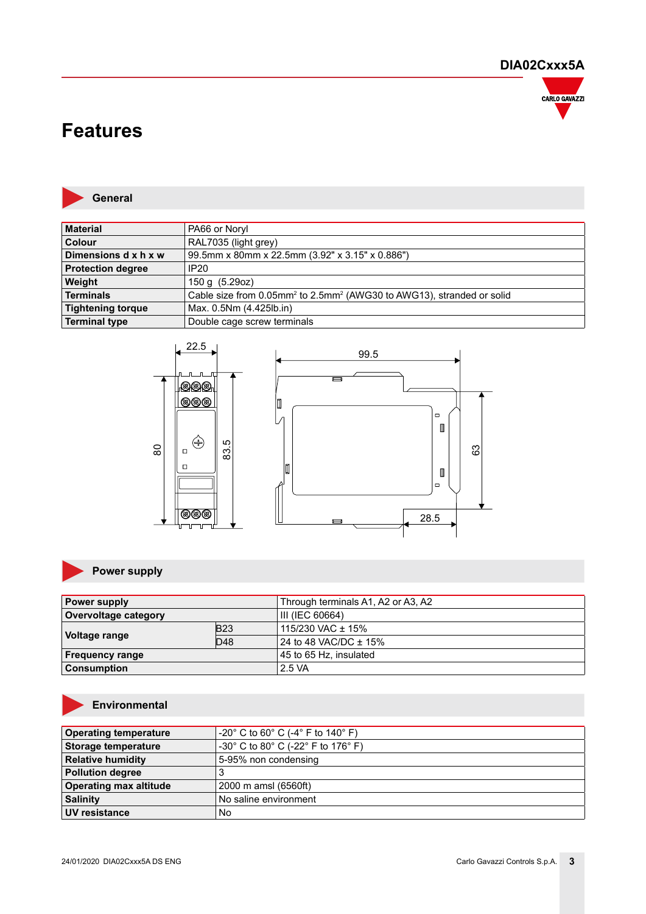# Features

## General

| Material | PA66 or Noryl |
|---|---|
| Colour | RAL7035 (light grey) |
| Dimensions d x h x w | 99.5mm x 80mm x 22.5mm (3.92" x 3.15" x 0.886") |
| Protection degree | IP20 |
| Weight | 150 g  (5.29oz) |
| Terminals | Cable size from 0.05mm² to 2.5mm² (AWG30 to AWG13), stranded or solid |
| Tightening torque | Max. 0.5Nm (4.425lb.in) |
| Terminal type | Double cage screw terminals |

## Power supply

| Power supply | | Through terminals A1, A2 or A3, A2 |
|---|---|---|
| Overvoltage category | | III (IEC 60664) |
| Voltage range | B23 | 115/230 VAC ± 15% |
| | D48 | 24 to 48 VAC/DC ± 15% |
| Frequency range | | 45 to 65 Hz, insulated |
| Consumption | | 2.5 VA |

## Environmental

| Operating temperature | -20° C to 60° C (-4° F to 140° F) |
|---|---|
| Storage temperature | -30° C to 80° C (-22° F to 176° F) |
| Relative humidity | 5-95% non condensing |
| Pollution degree | 3 |
| Operating max altitude | 2000 m amsl (6560ft) |
| Salinity | No saline environment |
| UV resistance | No |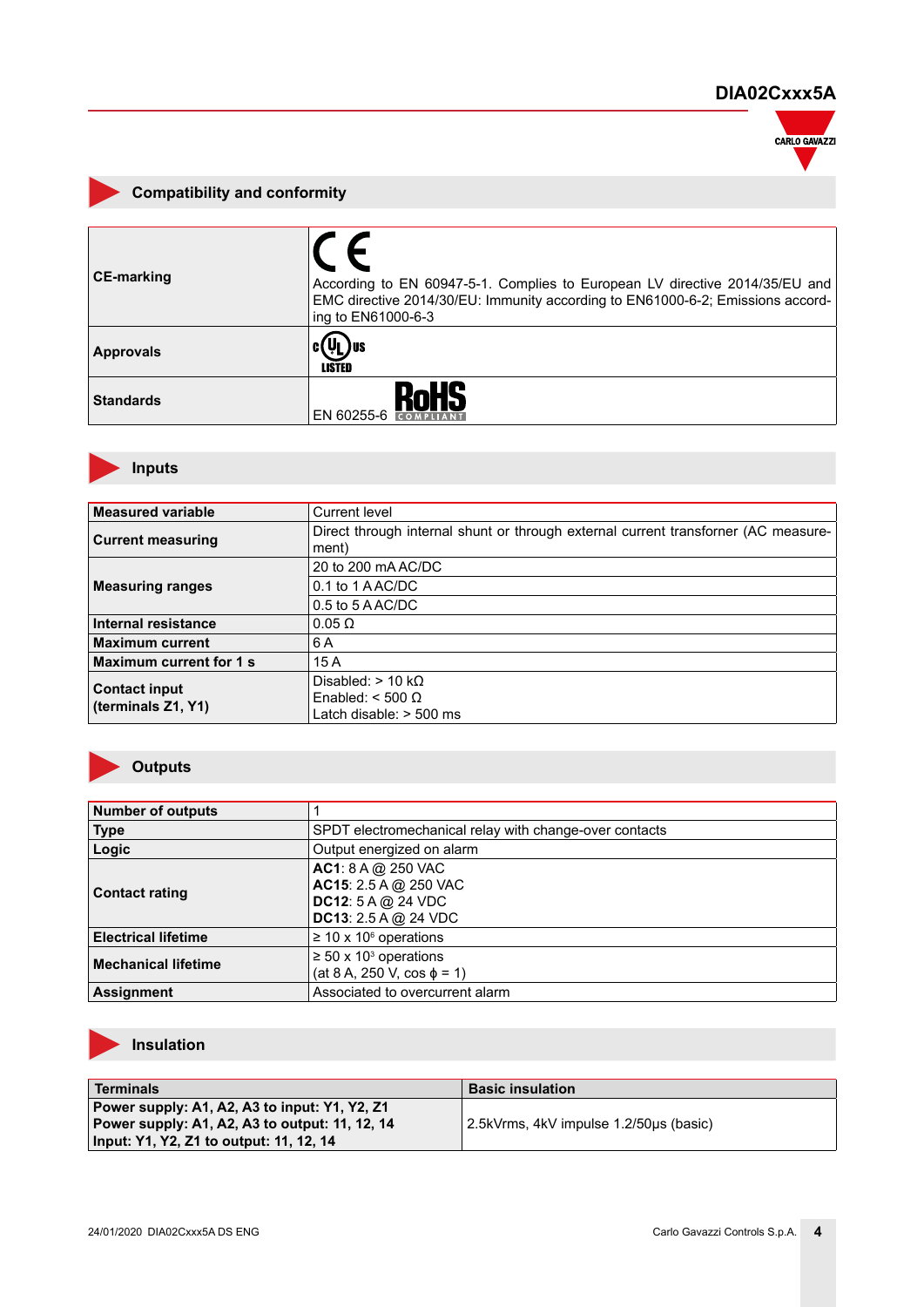## Compatibility and conformity

| | |
|---|---|
| **CE-marking** | CE According to EN 60947-5-1. Complies to European LV directive 2014/35/EU and EMC directive 2014/30/EU: Immunity according to EN61000-6-2; Emissions according to EN61000-6-3 |
| **Approvals** | cULus LISTED |
| **Standards** | EN 60255-6 RoHS COMPLIANT |

## Inputs

| | |
|---|---|
| **Measured variable** | Current level |
| **Current measuring** | Direct through internal shunt or through external current transforner (AC measurement) |
| **Measuring ranges** | 20 to 200 mA AC/DC |
| | 0.1 to 1 A AC/DC |
| | 0.5 to 5 A AC/DC |
| **Internal resistance** | 0.05 Ω |
| **Maximum current** | 6 A |
| **Maximum current for 1 s** | 15 A |
| **Contact input (terminals Z1, Y1)** | Disabled: > 10 kΩ<br>Enabled: < 500 Ω<br>Latch disable: > 500 ms |

## Outputs

| | |
|---|---|
| **Number of outputs** | 1 |
| **Type** | SPDT electromechanical relay with change-over contacts |
| **Logic** | Output energized on alarm |
| **Contact rating** | **AC1**: 8 A @ 250 VAC<br>**AC15**: 2.5 A @ 250 VAC<br>**DC12**: 5 A @ 24 VDC<br>**DC13**: 2.5 A @ 24 VDC |
| **Electrical lifetime** | ≥ 10 x $10^6$ operations |
| **Mechanical lifetime** | ≥ 50 x $10^3$ operations<br>(at 8 A, 250 V, cos ϕ = 1) |
| **Assignment** | Associated to overcurrent alarm |

## Insulation

| Terminals | Basic insulation |
|---|---|
| **Power supply: A1, A2, A3 to input: Y1, Y2, Z1**<br>**Power supply: A1, A2, A3 to output: 11, 12, 14**<br>**Input: Y1, Y2, Z1 to output: 11, 12, 14** | 2.5kVrms, 4kV impulse 1.2/50µs (basic) |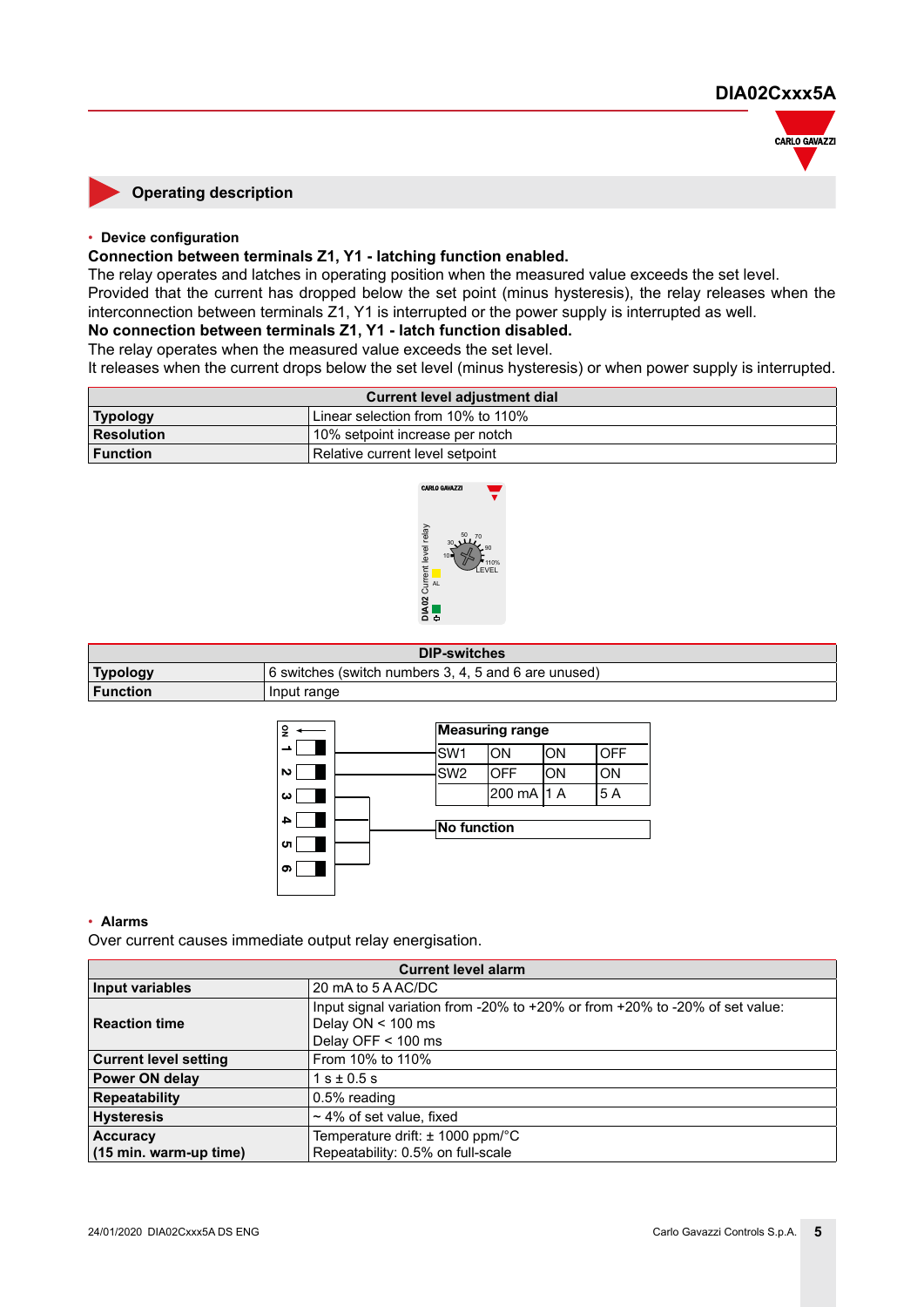## Operating description

- **Device configuration**

**Connection between terminals Z1, Y1 - latching function enabled.**
The relay operates and latches in operating position when the measured value exceeds the set level.
Provided that the current has dropped below the set point (minus hysteresis), the relay releases when the interconnection between terminals Z1, Y1 is interrupted or the power supply is interrupted as well.
**No connection between terminals Z1, Y1 - latch function disabled.**
The relay operates when the measured value exceeds the set level.
It releases when the current drops below the set level (minus hysteresis) or when power supply is interrupted.

| Current level adjustment dial | |
|---|---|
| **Typology** | Linear selection from 10% to 110% |
| **Resolution** | 10% setpoint increase per notch |
| **Function** | Relative current level setpoint |

| DIP-switches | |
|---|---|
| **Typology** | 6 switches (switch numbers 3, 4, 5 and 6 are unused) |
| **Function** | Input range |

| Measuring range | | | |
|---|---|---|---|
| SW1 | ON | ON | OFF |
| SW2 | OFF | ON | ON |
| | 200 mA | 1 A | 5 A |

Switches 3, 4, 5, 6: **No function**

- **Alarms**

Over current causes immediate output relay energisation.

| Current level alarm | |
|---|---|
| **Input variables** | 20 mA to 5 A AC/DC |
| **Reaction time** | Input signal variation from -20% to +20% or from +20% to -20% of set value:<br>Delay ON < 100 ms<br>Delay OFF < 100 ms |
| **Current level setting** | From 10% to 110% |
| **Power ON delay** | 1 s ± 0.5 s |
| **Repeatability** | 0.5% reading |
| **Hysteresis** | ~ 4% of set value, fixed |
| **Accuracy (15 min. warm-up time)** | Temperature drift: ± 1000 ppm/°C<br>Repeatability: 0.5% on full-scale |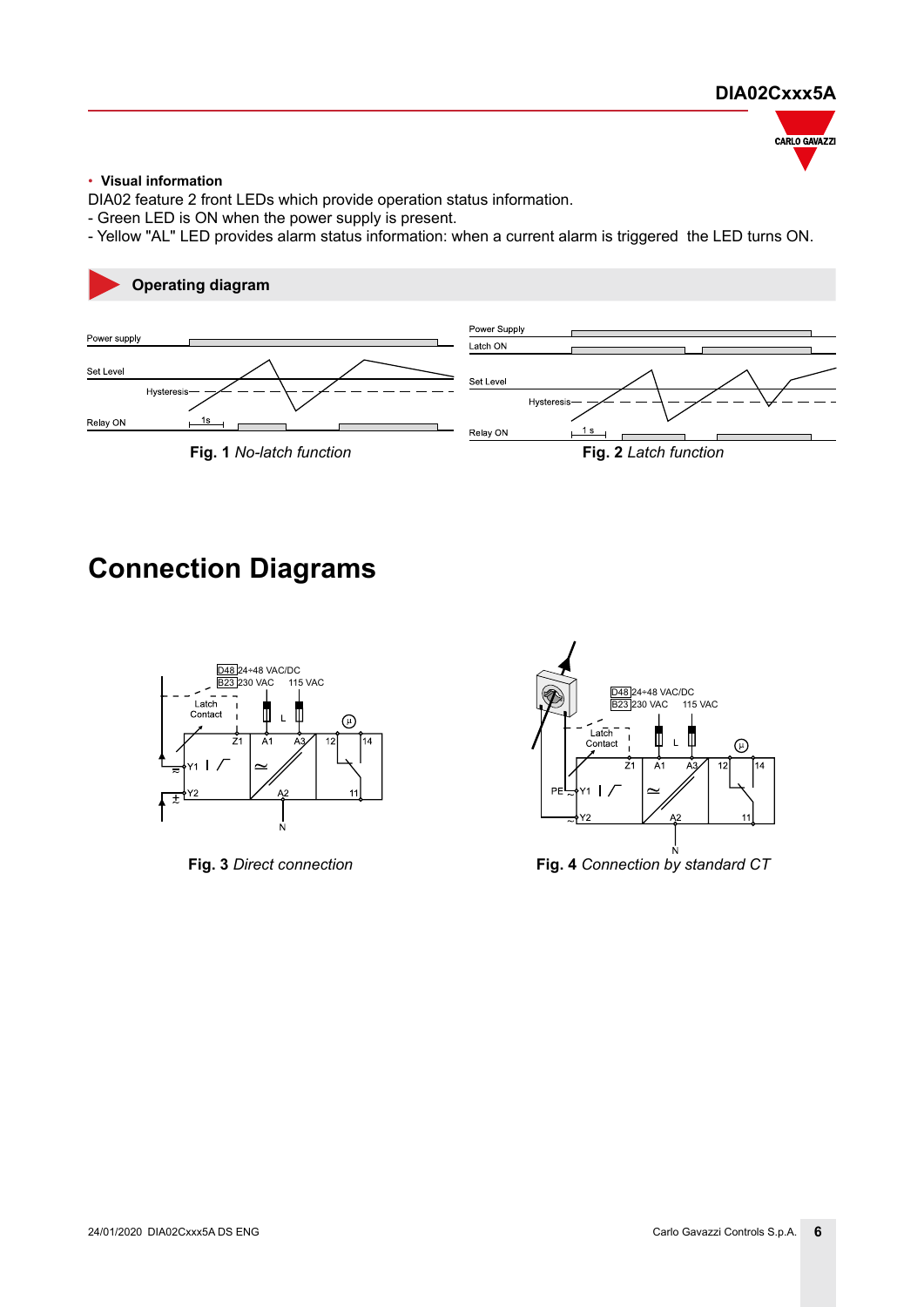- **Visual information**

DIA02 feature 2 front LEDs which provide operation status information.
- Green LED is ON when the power supply is present.
- Yellow "AL" LED provides alarm status information: when a current alarm is triggered the LED turns ON.

## Operating diagram

**Fig. 1** *No-latch function*

**Fig. 2** *Latch function*

# Connection Diagrams

**Fig. 3** *Direct connection*

**Fig. 4** *Connection by standard CT*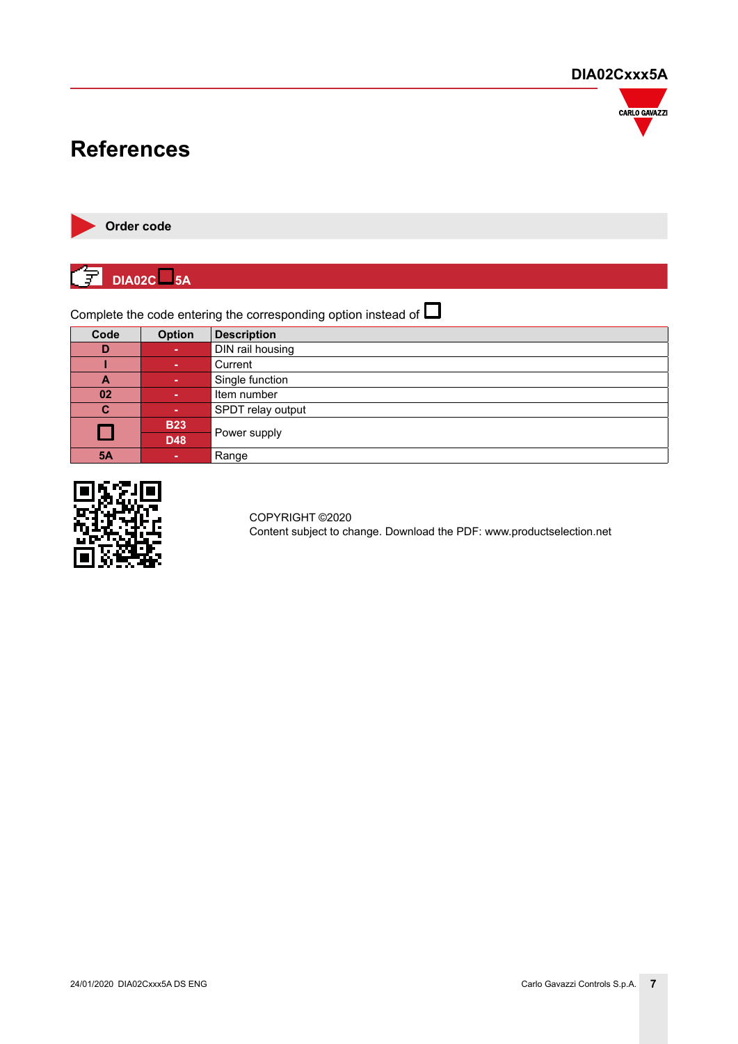# References

## Order code

**DIA02C☐5A**

Complete the code entering the corresponding option instead of ☐

| Code | Option | Description |
|---|---|---|
| D | - | DIN rail housing |
| I | - | Current |
| A | - | Single function |
| 02 | - | Item number |
| C | - | SPDT relay output |
| ☐ | B23 | Power supply |
| | D48 | |
| 5A | - | Range |

COPYRIGHT ©2020
Content subject to change. Download the PDF: www.productselection.net